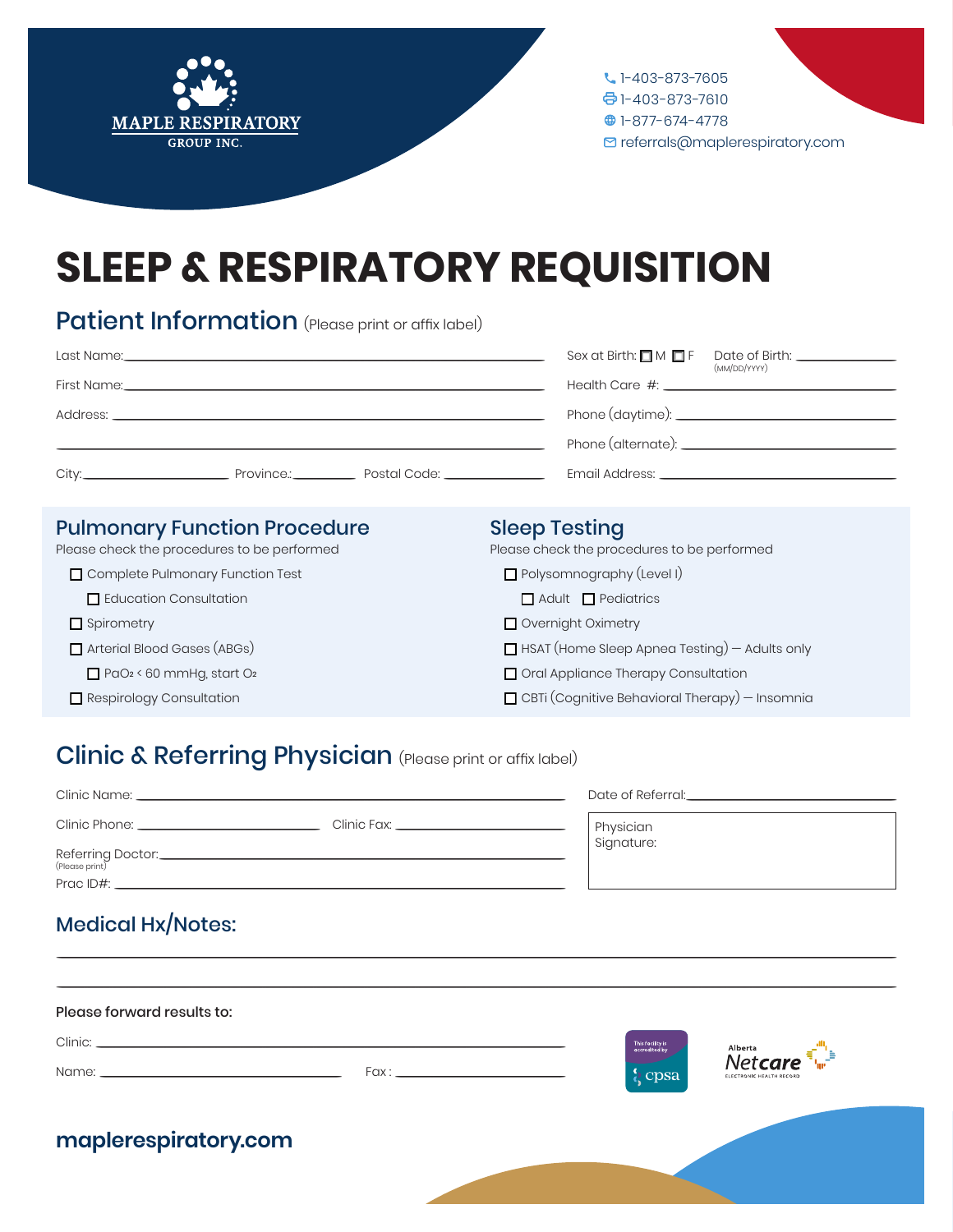MAPLE RESPIRATORY
GROUP INC.

1-403-873-7605
1-403-873-7610
1-877-674-4778
referrals@maplerespiratory.com

# SLEEP & RESPIRATORY REQUISITION

## Patient Information (Please print or affix label)

Last Name: ______________________________

First Name: ______________________________

Address: ______________________________

______________________________

City: ____________ Province: ________ Postal Code: ____________

Sex at Birth: ☐ M ☐ F    Date of Birth: ____________ (MM/DD/YYYY)

Health Care #: ______________________________

Phone (daytime): ______________________________

Phone (alternate): ______________________________

Email Address: ______________________________

## Pulmonary Function Procedure

Please check the procedures to be performed

- ☐ Complete Pulmonary Function Test
  - ☐ Education Consultation
- ☐ Spirometry
- ☐ Arterial Blood Gases (ABGs)
  - ☐ $PaO_2$ < 60 mmHg, start $O_2$
- ☐ Respirology Consultation

## Sleep Testing

Please check the procedures to be performed

- ☐ Polysomnography (Level I)
  - ☐ Adult ☐ Pediatrics
- ☐ Overnight Oximetry
- ☐ HSAT (Home Sleep Apnea Testing) — Adults only
- ☐ Oral Appliance Therapy Consultation
- ☐ CBTi (Cognitive Behavioral Therapy) — Insomnia

## Clinic & Referring Physician (Please print or affix label)

Clinic Name: ______________________________

Clinic Phone: ____________ Clinic Fax: ____________

Referring Doctor: ______________________________
(Please print)

Prac ID#: ______________________________

Date of Referral: ______________________________

Physician Signature:

## Medical Hx/Notes:

______________________________

______________________________

**Please forward results to:**

Clinic: ______________________________

Name: ____________ Fax: ____________

This facility is accredited by cpsa

Alberta Netcare ELECTRONIC HEALTH RECORD

**maplerespiratory.com**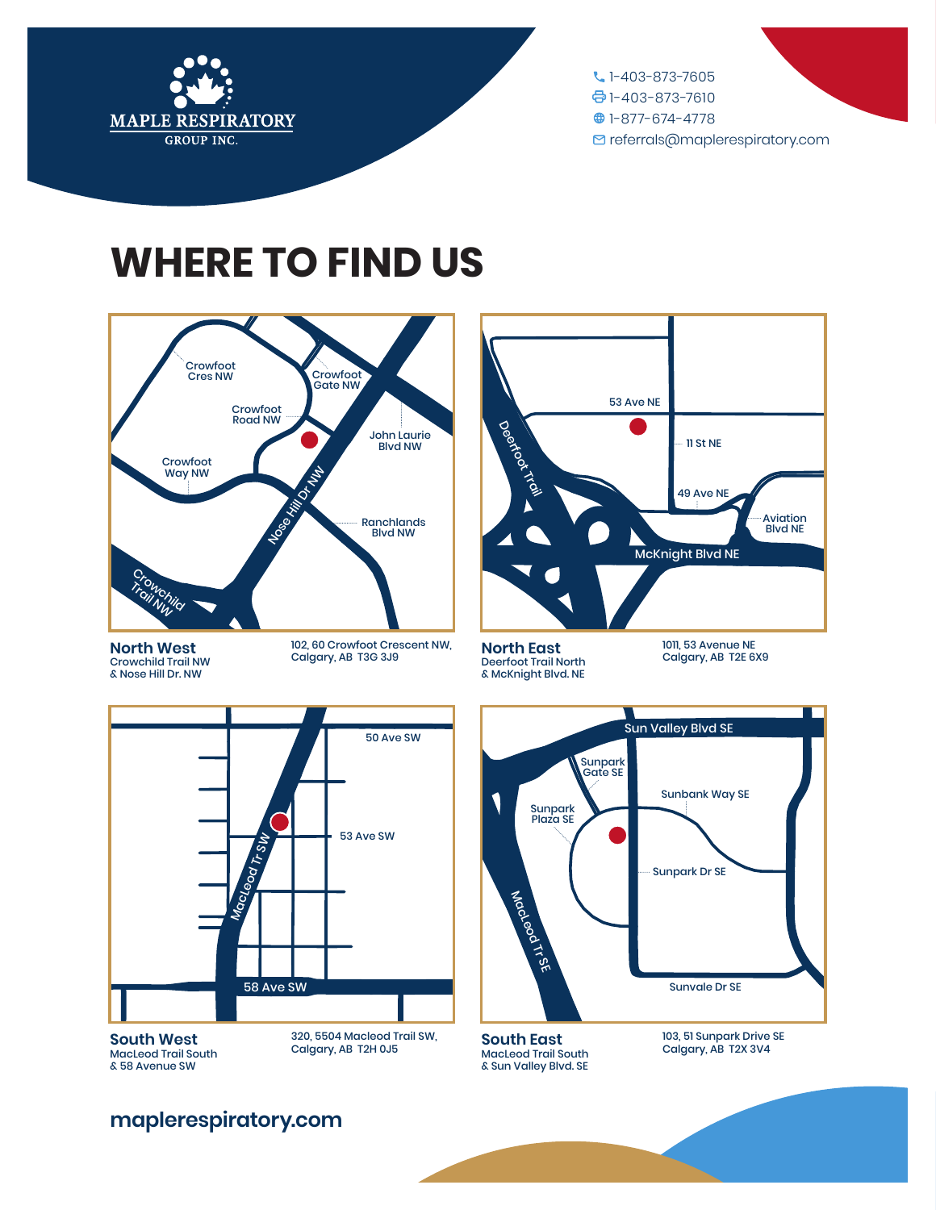MAPLE RESPIRATORY
GROUP INC.

1-403-873-7605
1-403-873-7610
1-877-674-4778
referrals@maplerespiratory.com

# WHERE TO FIND US

Crowfoot Cres NW
Crowfoot Gate NW
Crowfoot Road NW
John Laurie Blvd NW
Crowfoot Way NW
Nose Hill Dr NW
Ranchlands Blvd NW
Crowchild Trail NW

**North West**
Crowchild Trail NW
& Nose Hill Dr. NW

102, 60 Crowfoot Crescent NW,
Calgary, AB T3G 3J9

53 Ave NE
Deerfoot Trail
11 St NE
49 Ave NE
Aviation Blvd NE
McKnight Blvd NE

**North East**
Deerfoot Trail North
& McKnight Blvd. NE

1011, 53 Avenue NE
Calgary, AB T2E 6X9

50 Ave SW
53 Ave SW
MacLeod Tr SW
58 Ave SW

**South West**
MacLeod Trail South
& 58 Avenue SW

320, 5504 Macleod Trail SW,
Calgary, AB T2H 0J5

Sun Valley Blvd SE
Sunpark Gate SE
Sunbank Way SE
Sunpark Plaza SE
Sunpark Dr SE
MacLeod Tr SE
Sunvale Dr SE

**South East**
MacLeod Trail South
& Sun Valley Blvd. SE

103, 51 Sunpark Drive SE
Calgary, AB T2X 3V4

**maplerespiratory.com**